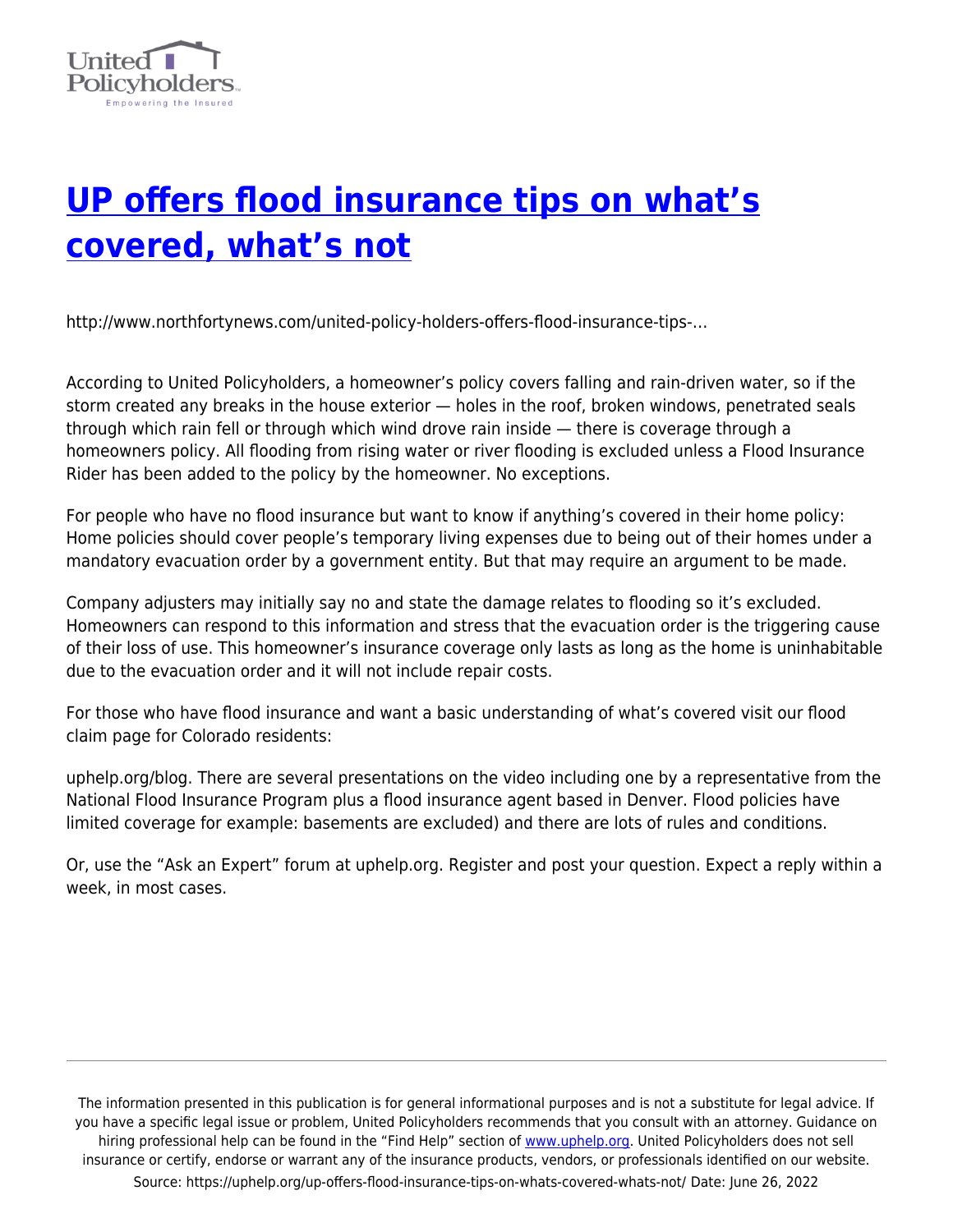# [UP offers flood insurance tips on what's covered, what's not](https://uphelp.org/up-offers-flood-insurance-tips-on-whats-covered-whats-not/)

http://www.northfortynews.com/united-policy-holders-offers-flood-insurance-tips-…

According to United Policyholders, a homeowner's policy covers falling and rain-driven water, so if the storm created any breaks in the house exterior — holes in the roof, broken windows, penetrated seals through which rain fell or through which wind drove rain inside — there is coverage through a homeowners policy. All flooding from rising water or river flooding is excluded unless a Flood Insurance Rider has been added to the policy by the homeowner. No exceptions.

For people who have no flood insurance but want to know if anything's covered in their home policy: Home policies should cover people's temporary living expenses due to being out of their homes under a mandatory evacuation order by a government entity. But that may require an argument to be made.

Company adjusters may initially say no and state the damage relates to flooding so it's excluded. Homeowners can respond to this information and stress that the evacuation order is the triggering cause of their loss of use. This homeowner's insurance coverage only lasts as long as the home is uninhabitable due to the evacuation order and it will not include repair costs.

For those who have flood insurance and want a basic understanding of what's covered visit our flood claim page for Colorado residents:

uphelp.org/blog. There are several presentations on the video including one by a representative from the National Flood Insurance Program plus a flood insurance agent based in Denver. Flood policies have limited coverage for example: basements are excluded) and there are lots of rules and conditions.

Or, use the "Ask an Expert" forum at uphelp.org. Register and post your question. Expect a reply within a week, in most cases.

---

The information presented in this publication is for general informational purposes and is not a substitute for legal advice. If you have a specific legal issue or problem, United Policyholders recommends that you consult with an attorney. Guidance on hiring professional help can be found in the "Find Help" section of [www.uphelp.org](http://www.uphelp.org). United Policyholders does not sell insurance or certify, endorse or warrant any of the insurance products, vendors, or professionals identified on our website.

Source: https://uphelp.org/up-offers-flood-insurance-tips-on-whats-covered-whats-not/ Date: June 26, 2022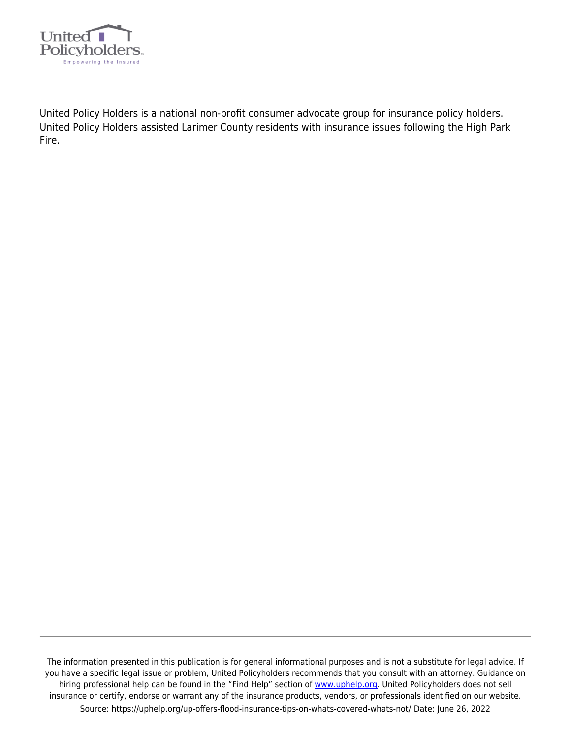United Policy Holders is a national non-profit consumer advocate group for insurance policy holders. United Policy Holders assisted Larimer County residents with insurance issues following the High Park Fire.

---

The information presented in this publication is for general informational purposes and is not a substitute for legal advice. If you have a specific legal issue or problem, United Policyholders recommends that you consult with an attorney. Guidance on hiring professional help can be found in the "Find Help" section of www.uphelp.org. United Policyholders does not sell insurance or certify, endorse or warrant any of the insurance products, vendors, or professionals identified on our website.

Source: https://uphelp.org/up-offers-flood-insurance-tips-on-whats-covered-whats-not/ Date: June 26, 2022